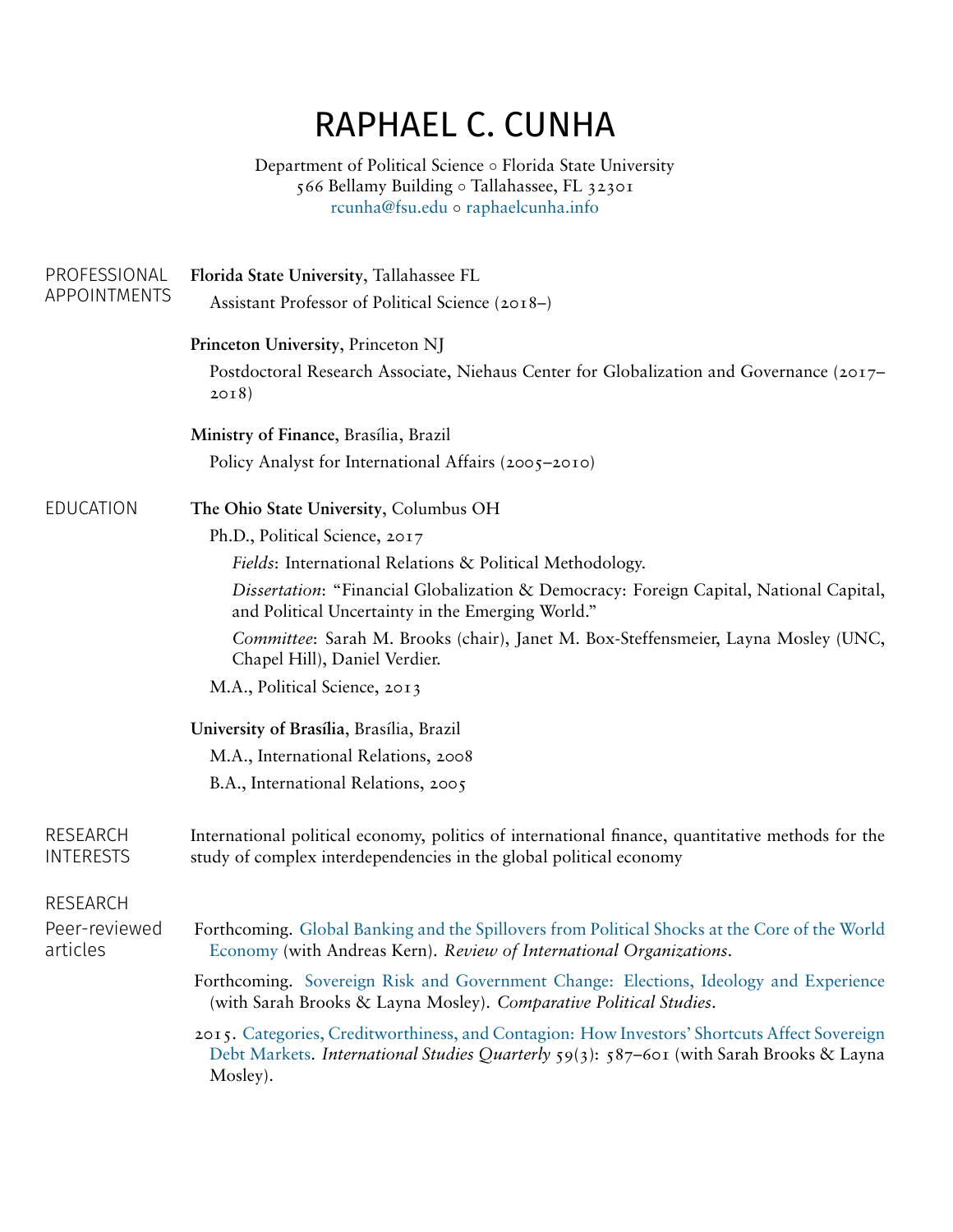# RAPHAEL C. CUNHA

Department of Political Science ○ Florida State University
566 Bellamy Building ○ Tallahassee, FL 32301
rcunha@fsu.edu ○ raphaelcunha.info

## PROFESSIONAL APPOINTMENTS

**Florida State University**, Tallahassee FL

Assistant Professor of Political Science (2018–)

**Princeton University**, Princeton NJ

Postdoctoral Research Associate, Niehaus Center for Globalization and Governance (2017–2018)

**Ministry of Finance**, Brasília, Brazil

Policy Analyst for International Affairs (2005–2010)

## EDUCATION

**The Ohio State University**, Columbus OH

Ph.D., Political Science, 2017

*Fields*: International Relations & Political Methodology.

*Dissertation*: "Financial Globalization & Democracy: Foreign Capital, National Capital, and Political Uncertainty in the Emerging World."

*Committee*: Sarah M. Brooks (chair), Janet M. Box-Steffensmeier, Layna Mosley (UNC, Chapel Hill), Daniel Verdier.

M.A., Political Science, 2013

**University of Brasília**, Brasília, Brazil

M.A., International Relations, 2008

B.A., International Relations, 2005

## RESEARCH INTERESTS

International political economy, politics of international finance, quantitative methods for the study of complex interdependencies in the global political economy

## RESEARCH

### Peer-reviewed articles

Forthcoming. Global Banking and the Spillovers from Political Shocks at the Core of the World Economy (with Andreas Kern). *Review of International Organizations*.

Forthcoming. Sovereign Risk and Government Change: Elections, Ideology and Experience (with Sarah Brooks & Layna Mosley). *Comparative Political Studies*.

2015. Categories, Creditworthiness, and Contagion: How Investors' Shortcuts Affect Sovereign Debt Markets. *International Studies Quarterly* 59(3): 587–601 (with Sarah Brooks & Layna Mosley).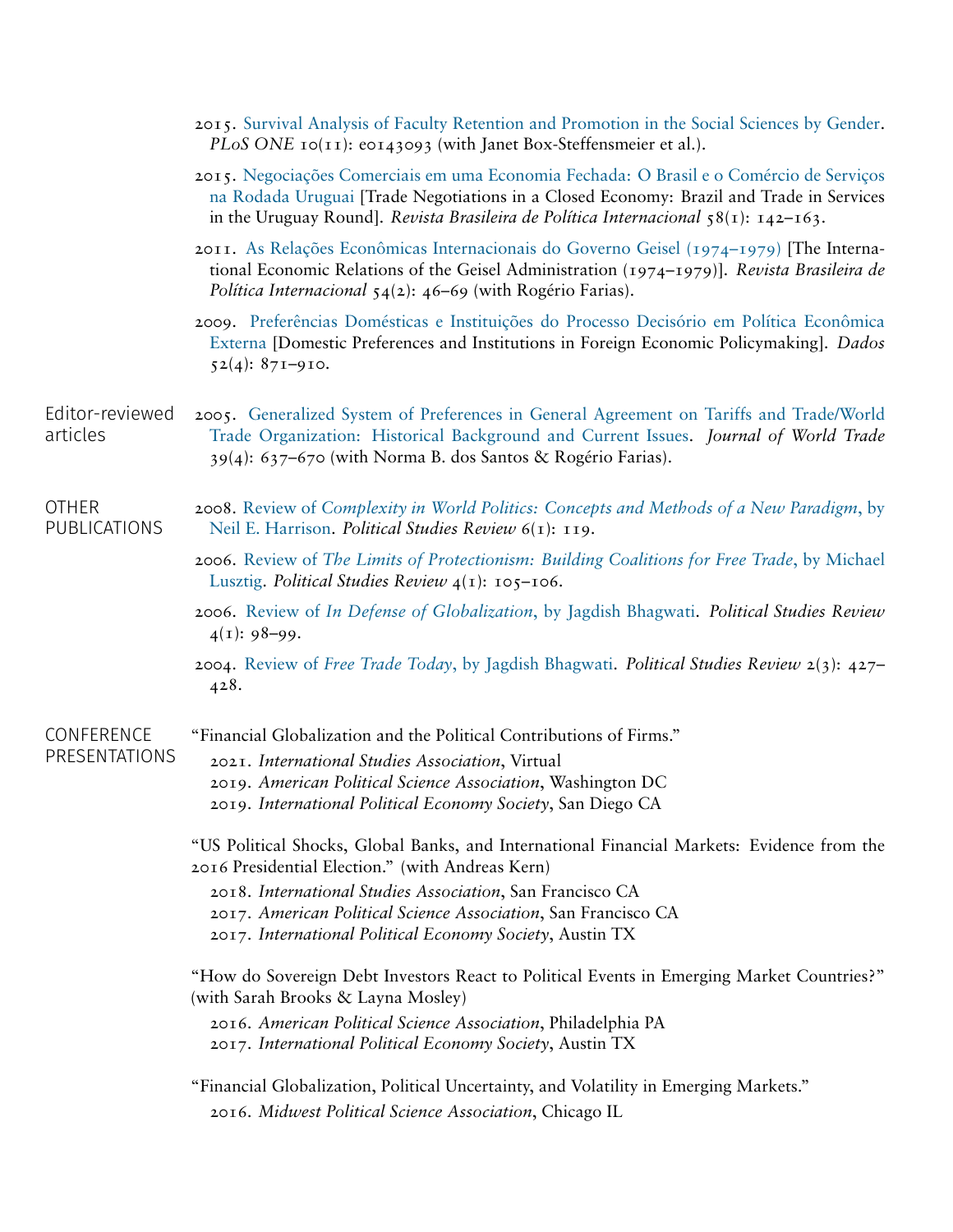2015. Survival Analysis of Faculty Retention and Promotion in the Social Sciences by Gender. *PLoS ONE* 10(11): e0143093 (with Janet Box-Steffensmeier et al.).

2015. Negociações Comerciais em uma Economia Fechada: O Brasil e o Comércio de Serviços na Rodada Uruguai [Trade Negotiations in a Closed Economy: Brazil and Trade in Services in the Uruguay Round]. *Revista Brasileira de Política Internacional* 58(1): 142–163.

2011. As Relações Econômicas Internacionais do Governo Geisel (1974–1979) [The International Economic Relations of the Geisel Administration (1974–1979)]. *Revista Brasileira de Política Internacional* 54(2): 46–69 (with Rogério Farias).

2009. Preferências Domésticas e Instituições do Processo Decisório em Política Econômica Externa [Domestic Preferences and Institutions in Foreign Economic Policymaking]. *Dados* 52(4): 871–910.

## Editor-reviewed articles

2005. Generalized System of Preferences in General Agreement on Tariffs and Trade/World Trade Organization: Historical Background and Current Issues. *Journal of World Trade* 39(4): 637–670 (with Norma B. dos Santos & Rogério Farias).

## OTHER PUBLICATIONS

2008. Review of *Complexity in World Politics: Concepts and Methods of a New Paradigm*, by Neil E. Harrison. *Political Studies Review* 6(1): 119.

2006. Review of *The Limits of Protectionism: Building Coalitions for Free Trade*, by Michael Lusztig. *Political Studies Review* 4(1): 105–106.

2006. Review of *In Defense of Globalization*, by Jagdish Bhagwati. *Political Studies Review* 4(1): 98–99.

2004. Review of *Free Trade Today*, by Jagdish Bhagwati. *Political Studies Review* 2(3): 427–428.

## CONFERENCE PRESENTATIONS

"Financial Globalization and the Political Contributions of Firms."
- 2021. *International Studies Association*, Virtual
- 2019. *American Political Science Association*, Washington DC
- 2019. *International Political Economy Society*, San Diego CA

"US Political Shocks, Global Banks, and International Financial Markets: Evidence from the 2016 Presidential Election." (with Andreas Kern)
- 2018. *International Studies Association*, San Francisco CA
- 2017. *American Political Science Association*, San Francisco CA
- 2017. *International Political Economy Society*, Austin TX

"How do Sovereign Debt Investors React to Political Events in Emerging Market Countries?" (with Sarah Brooks & Layna Mosley)
- 2016. *American Political Science Association*, Philadelphia PA
- 2017. *International Political Economy Society*, Austin TX

"Financial Globalization, Political Uncertainty, and Volatility in Emerging Markets."
- 2016. *Midwest Political Science Association*, Chicago IL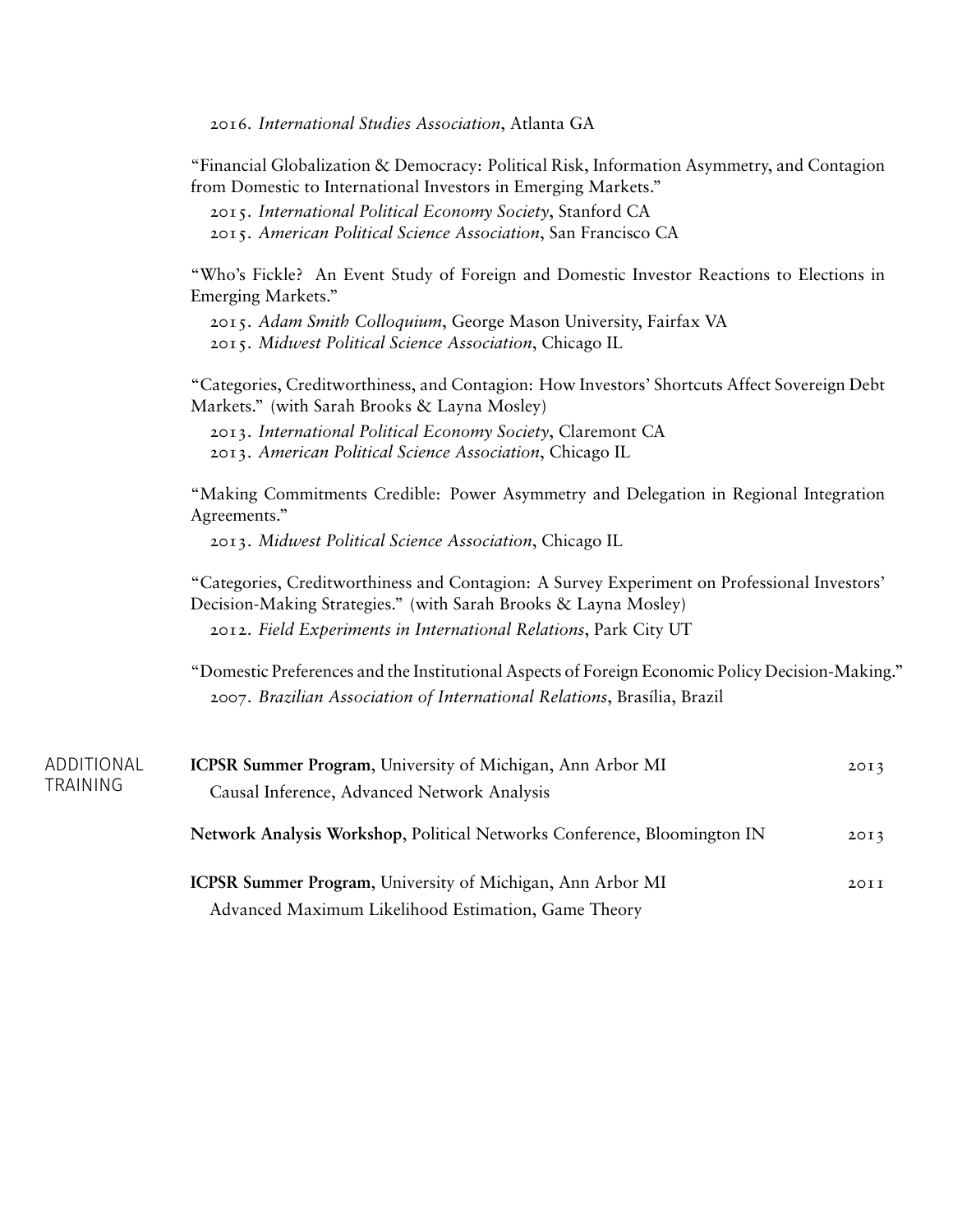2016. *International Studies Association*, Atlanta GA

"Financial Globalization & Democracy: Political Risk, Information Asymmetry, and Contagion from Domestic to International Investors in Emerging Markets."

2015. *International Political Economy Society*, Stanford CA
2015. *American Political Science Association*, San Francisco CA

"Who's Fickle? An Event Study of Foreign and Domestic Investor Reactions to Elections in Emerging Markets."

2015. *Adam Smith Colloquium*, George Mason University, Fairfax VA
2015. *Midwest Political Science Association*, Chicago IL

"Categories, Creditworthiness, and Contagion: How Investors' Shortcuts Affect Sovereign Debt Markets." (with Sarah Brooks & Layna Mosley)

2013. *International Political Economy Society*, Claremont CA
2013. *American Political Science Association*, Chicago IL

"Making Commitments Credible: Power Asymmetry and Delegation in Regional Integration Agreements."

2013. *Midwest Political Science Association*, Chicago IL

"Categories, Creditworthiness and Contagion: A Survey Experiment on Professional Investors' Decision-Making Strategies." (with Sarah Brooks & Layna Mosley)

2012. *Field Experiments in International Relations*, Park City UT

"Domestic Preferences and the Institutional Aspects of Foreign Economic Policy Decision-Making."

2007. *Brazilian Association of International Relations*, Brasília, Brazil

## ADDITIONAL TRAINING

**ICPSR Summer Program**, University of Michigan, Ann Arbor MI — 2013
Causal Inference, Advanced Network Analysis

**Network Analysis Workshop**, Political Networks Conference, Bloomington IN — 2013

**ICPSR Summer Program**, University of Michigan, Ann Arbor MI — 2011
Advanced Maximum Likelihood Estimation, Game Theory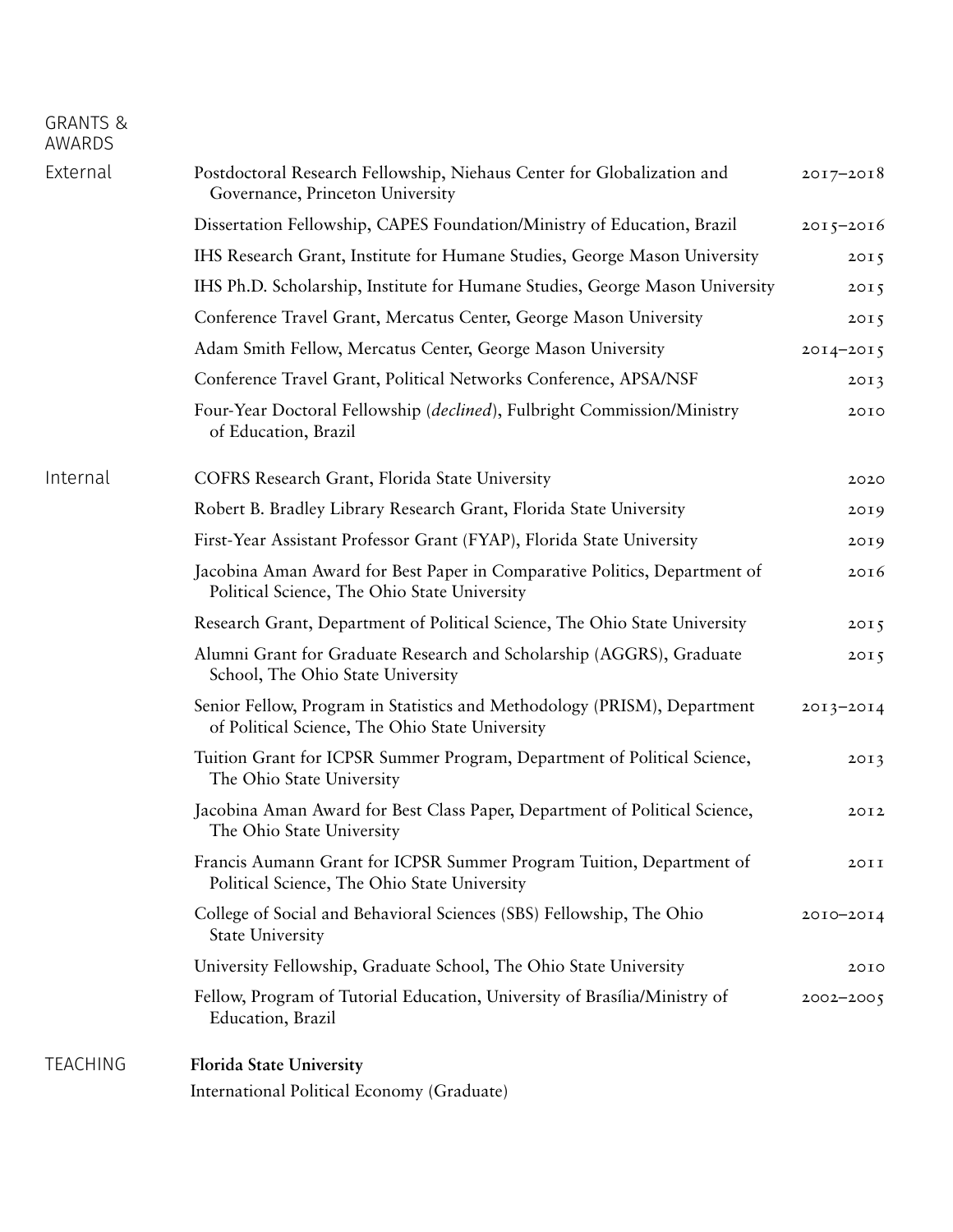## GRANTS & AWARDS

### External

- Postdoctoral Research Fellowship, Niehaus Center for Globalization and Governance, Princeton University — 2017–2018
- Dissertation Fellowship, CAPES Foundation/Ministry of Education, Brazil — 2015–2016
- IHS Research Grant, Institute for Humane Studies, George Mason University — 2015
- IHS Ph.D. Scholarship, Institute for Humane Studies, George Mason University — 2015
- Conference Travel Grant, Mercatus Center, George Mason University — 2015
- Adam Smith Fellow, Mercatus Center, George Mason University — 2014–2015
- Conference Travel Grant, Political Networks Conference, APSA/NSF — 2013
- Four-Year Doctoral Fellowship (*declined*), Fulbright Commission/Ministry of Education, Brazil — 2010

### Internal

- COFRS Research Grant, Florida State University — 2020
- Robert B. Bradley Library Research Grant, Florida State University — 2019
- First-Year Assistant Professor Grant (FYAP), Florida State University — 2019
- Jacobina Aman Award for Best Paper in Comparative Politics, Department of Political Science, The Ohio State University — 2016
- Research Grant, Department of Political Science, The Ohio State University — 2015
- Alumni Grant for Graduate Research and Scholarship (AGGRS), Graduate School, The Ohio State University — 2015
- Senior Fellow, Program in Statistics and Methodology (PRISM), Department of Political Science, The Ohio State University — 2013–2014
- Tuition Grant for ICPSR Summer Program, Department of Political Science, The Ohio State University — 2013
- Jacobina Aman Award for Best Class Paper, Department of Political Science, The Ohio State University — 2012
- Francis Aumann Grant for ICPSR Summer Program Tuition, Department of Political Science, The Ohio State University — 2011
- College of Social and Behavioral Sciences (SBS) Fellowship, The Ohio State University — 2010–2014
- University Fellowship, Graduate School, The Ohio State University — 2010
- Fellow, Program of Tutorial Education, University of Brasília/Ministry of Education, Brazil — 2002–2005

## TEACHING

**Florida State University**

International Political Economy (Graduate)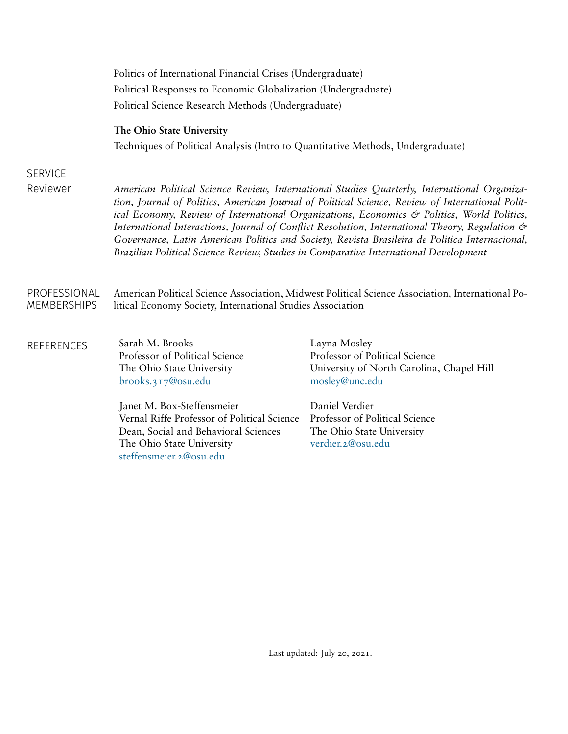Politics of International Financial Crises (Undergraduate)
Political Responses to Economic Globalization (Undergraduate)
Political Science Research Methods (Undergraduate)

**The Ohio State University**

Techniques of Political Analysis (Intro to Quantitative Methods, Undergraduate)

## SERVICE

**Reviewer**

*American Political Science Review, International Studies Quarterly, International Organization, Journal of Politics, American Journal of Political Science, Review of International Political Economy, Review of International Organizations, Economics & Politics, World Politics, International Interactions, Journal of Conflict Resolution, International Theory, Regulation & Governance, Latin American Politics and Society, Revista Brasileira de Politica Internacional, Brazilian Political Science Review, Studies in Comparative International Development*

## PROFESSIONAL MEMBERSHIPS

American Political Science Association, Midwest Political Science Association, International Political Economy Society, International Studies Association

## REFERENCES

Sarah M. Brooks
Professor of Political Science
The Ohio State University
brooks.317@osu.edu

Layna Mosley
Professor of Political Science
University of North Carolina, Chapel Hill
mosley@unc.edu

Janet M. Box-Steffensmeier
Vernal Riffe Professor of Political Science
Dean, Social and Behavioral Sciences
The Ohio State University
steffensmeier.2@osu.edu

Daniel Verdier
Professor of Political Science
The Ohio State University
verdier.2@osu.edu

Last updated: July 20, 2021.